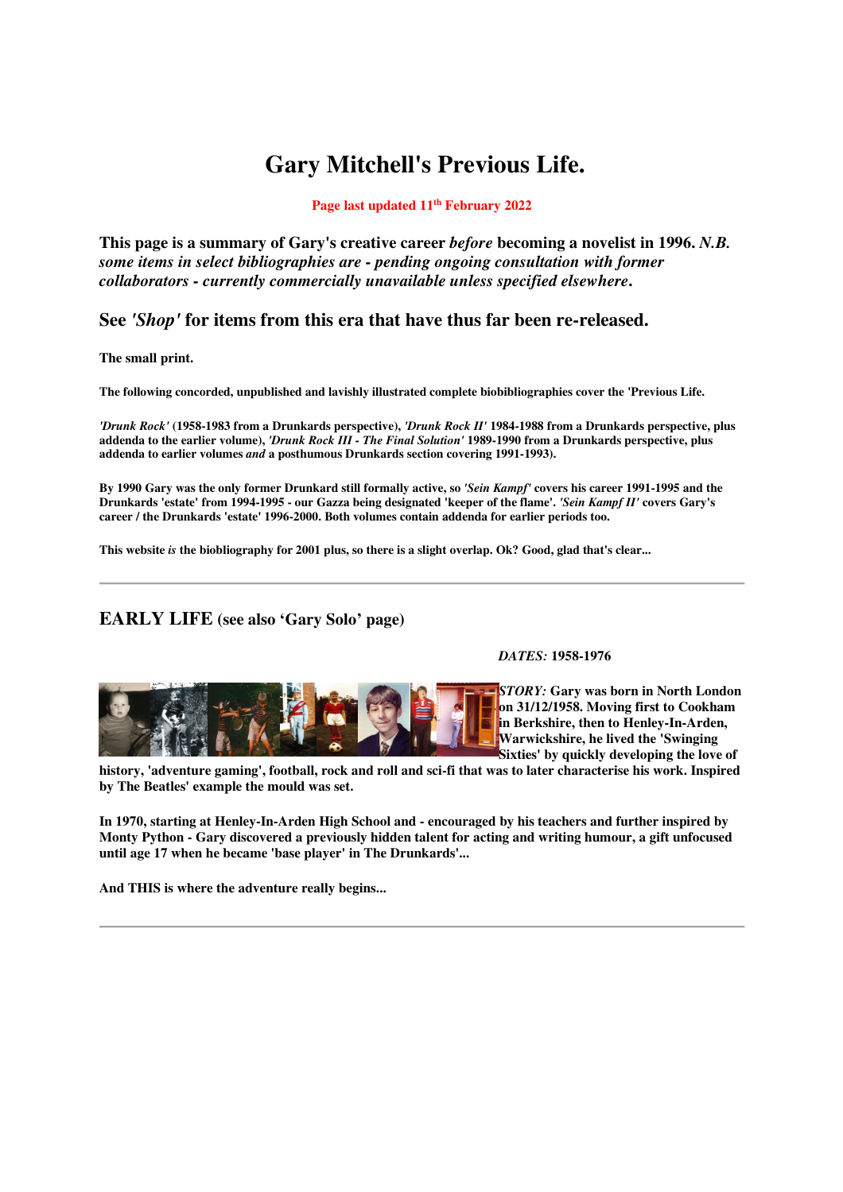# Gary Mitchell's Previous Life.

**Page last updated 11th February 2022**

**This page is a summary of Gary's creative career *before* becoming a novelist in 1996. *N.B. some items in select bibliographies are - pending ongoing consultation with former collaborators - currently commercially unavailable unless specified elsewhere*.**

## See *'Shop'* for items from this era that have thus far been re-released.

**The small print.**

**The following concorded, unpublished and lavishly illustrated complete biobibliographies cover the 'Previous Life.**

***'Drunk Rock'* (1958-1983 from a Drunkards perspective), *'Drunk Rock II'* 1984-1988 from a Drunkards perspective, plus addenda to the earlier volume), *'Drunk Rock III - The Final Solution'* 1989-1990 from a Drunkards perspective, plus addenda to earlier volumes *and* a posthumous Drunkards section covering 1991-1993).**

**By 1990 Gary was the only former Drunkard still formally active, so *'Sein Kampf'* covers his career 1991-1995 and the Drunkards 'estate' from 1994-1995 - our Gazza being designated 'keeper of the flame'. *'Sein Kampf II'* covers Gary's career / the Drunkards 'estate' 1996-2000. Both volumes contain addenda for earlier periods too.**

**This website *is* the biobliography for 2001 plus, so there is a slight overlap. Ok? Good, glad that's clear...**

---

## EARLY LIFE (see also 'Gary Solo' page)

***DATES:* 1958-1976**

***STORY:* Gary was born in North London on 31/12/1958. Moving first to Cookham in Berkshire, then to Henley-In-Arden, Warwickshire, he lived the 'Swinging Sixties' by quickly developing the love of history, 'adventure gaming', football, rock and roll and sci-fi that was to later characterise his work. Inspired by The Beatles' example the mould was set.**

**In 1970, starting at Henley-In-Arden High School and - encouraged by his teachers and further inspired by Monty Python - Gary discovered a previously hidden talent for acting and writing humour, a gift unfocused until age 17 when he became 'base player' in The Drunkards'...**

**And THIS is where the adventure really begins...**

---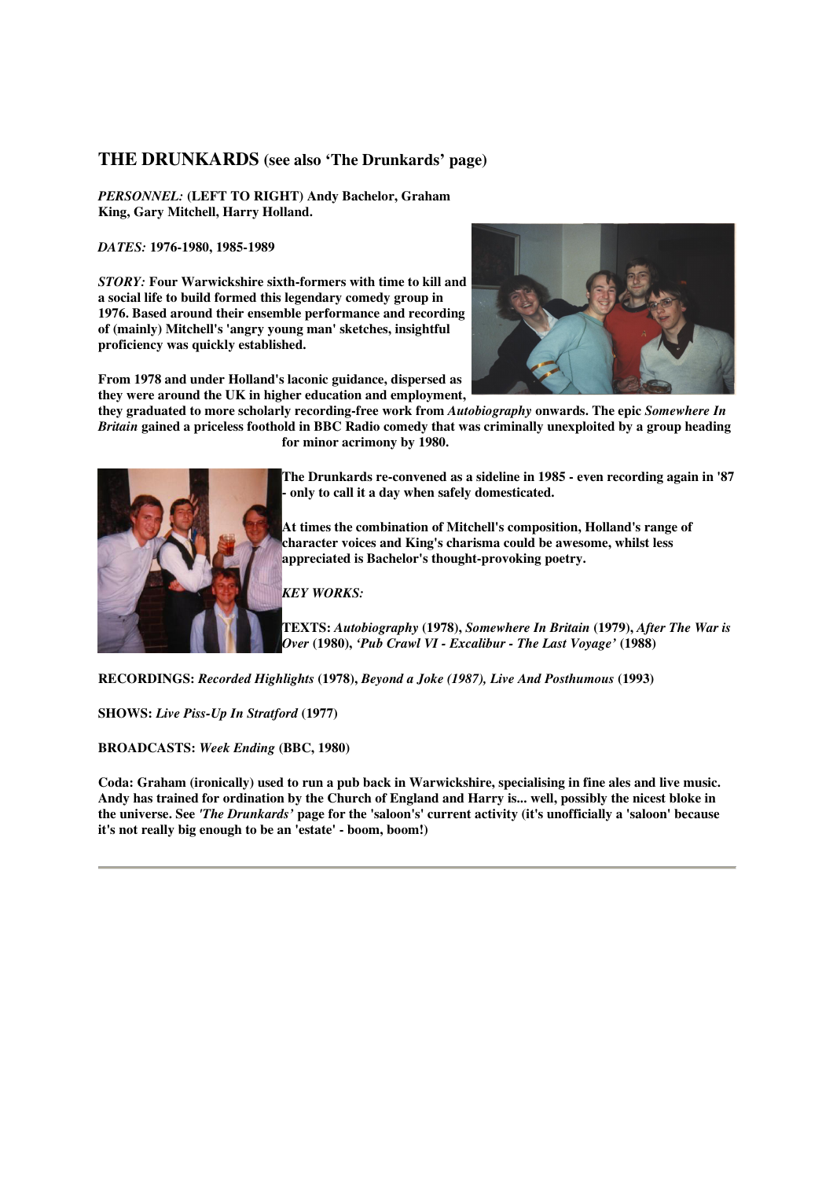## THE DRUNKARDS (see also 'The Drunkards' page)

***PERSONNEL:*** **(LEFT TO RIGHT) Andy Bachelor, Graham King, Gary Mitchell, Harry Holland.**

***DATES:*** **1976-1980, 1985-1989**

***STORY:*** **Four Warwickshire sixth-formers with time to kill and a social life to build formed this legendary comedy group in 1976. Based around their ensemble performance and recording of (mainly) Mitchell's 'angry young man' sketches, insightful proficiency was quickly established.**

**From 1978 and under Holland's laconic guidance, dispersed as they were around the UK in higher education and employment, they graduated to more scholarly recording-free work from *Autobiography* onwards. The epic *Somewhere In Britain* gained a priceless foothold in BBC Radio comedy that was criminally unexploited by a group heading for minor acrimony by 1980.**

**The Drunkards re-convened as a sideline in 1985 - even recording again in '87 - only to call it a day when safely domesticated.**

**At times the combination of Mitchell's composition, Holland's range of character voices and King's charisma could be awesome, whilst less appreciated is Bachelor's thought-provoking poetry.**

***KEY WORKS:***

**TEXTS:** ***Autobiography*** **(1978),** ***Somewhere In Britain*** **(1979),** ***After The War is Over*** **(1980),** ***'Pub Crawl VI - Excalibur - The Last Voyage'*** **(1988)**

**RECORDINGS:** ***Recorded Highlights*** **(1978),** ***Beyond a Joke (1987), Live And Posthumous*** **(1993)**

**SHOWS:** ***Live Piss-Up In Stratford*** **(1977)**

**BROADCASTS:** ***Week Ending*** **(BBC, 1980)**

**Coda: Graham (ironically) used to run a pub back in Warwickshire, specialising in fine ales and live music. Andy has trained for ordination by the Church of England and Harry is... well, possibly the nicest bloke in the universe. See *'The Drunkards'* page for the 'saloon's' current activity (it's unofficially a 'saloon' because it's not really big enough to be an 'estate' - boom, boom!)**

---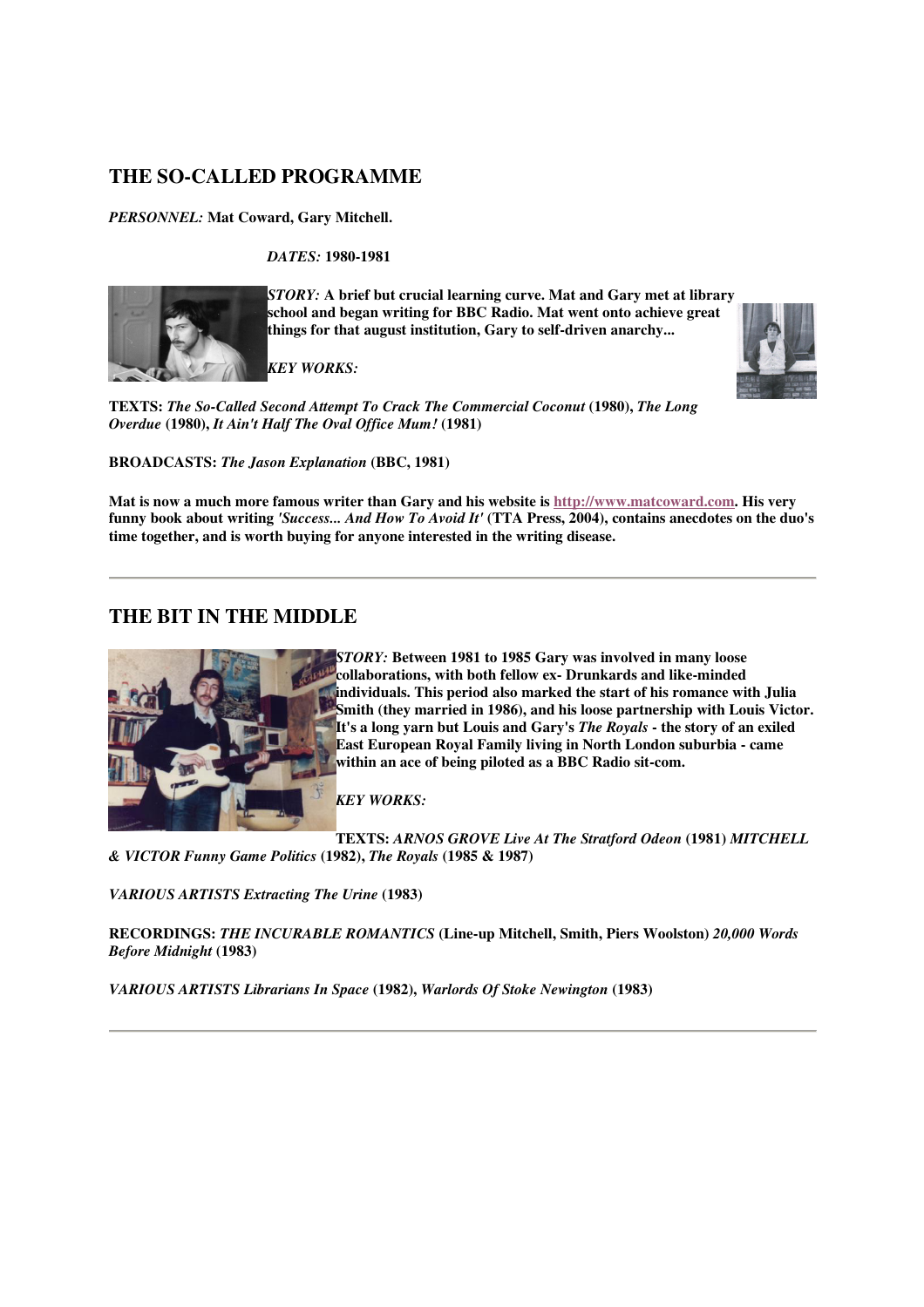## THE SO-CALLED PROGRAMME

*PERSONNEL:* **Mat Coward, Gary Mitchell.**

*DATES:* **1980-1981**

*STORY:* **A brief but crucial learning curve. Mat and Gary met at library school and began writing for BBC Radio. Mat went onto achieve great things for that august institution, Gary to self-driven anarchy...**

*KEY WORKS:*

**TEXTS:** ***The So-Called Second Attempt To Crack The Commercial Coconut*** **(1980),** ***The Long Overdue*** **(1980),** ***It Ain't Half The Oval Office Mum!*** **(1981)**

**BROADCASTS:** ***The Jason Explanation*** **(BBC, 1981)**

**Mat is now a much more famous writer than Gary and his website is [http://www.matcoward.com](http://www.matcoward.com). His very funny book about writing** ***'Success... And How To Avoid It'*** **(TTA Press, 2004), contains anecdotes on the duo's time together, and is worth buying for anyone interested in the writing disease.**

---

## THE BIT IN THE MIDDLE

*STORY:* **Between 1981 to 1985 Gary was involved in many loose collaborations, with both fellow ex- Drunkards and like-minded individuals. This period also marked the start of his romance with Julia Smith (they married in 1986), and his loose partnership with Louis Victor. It's a long yarn but Louis and Gary's** ***The Royals*** **- the story of an exiled East European Royal Family living in North London suburbia - came within an ace of being piloted as a BBC Radio sit-com.**

*KEY WORKS:*

**TEXTS:** ***ARNOS GROVE Live At The Stratford Odeon*** **(1981)** ***MITCHELL & VICTOR Funny Game Politics*** **(1982),** ***The Royals*** **(1985 & 1987)**

***VARIOUS ARTISTS Extracting The Urine*** **(1983)**

**RECORDINGS:** ***THE INCURABLE ROMANTICS*** **(Line-up Mitchell, Smith, Piers Woolston)** ***20,000 Words Before Midnight*** **(1983)**

***VARIOUS ARTISTS Librarians In Space*** **(1982),** ***Warlords Of Stoke Newington*** **(1983)**

---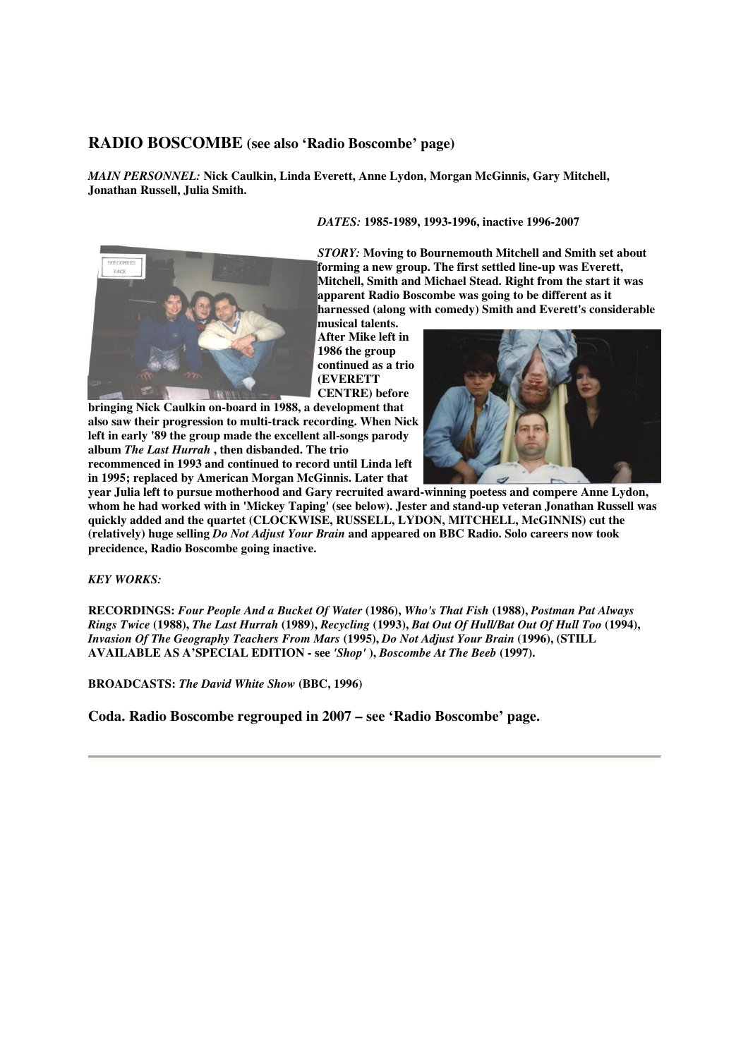## RADIO BOSCOMBE (see also 'Radio Boscombe' page)

*MAIN PERSONNEL:* **Nick Caulkin, Linda Everett, Anne Lydon, Morgan McGinnis, Gary Mitchell, Jonathan Russell, Julia Smith.**

*DATES:* **1985-1989, 1993-1996, inactive 1996-2007**

*STORY:* **Moving to Bournemouth Mitchell and Smith set about forming a new group. The first settled line-up was Everett, Mitchell, Smith and Michael Stead. Right from the start it was apparent Radio Boscombe was going to be different as it harnessed (along with comedy) Smith and Everett's considerable musical talents. After Mike left in 1986 the group continued as a trio (EVERETT CENTRE) before bringing Nick Caulkin on-board in 1988, a development that also saw their progression to multi-track recording. When Nick left in early '89 the group made the excellent all-songs parody album *The Last Hurrah* , then disbanded. The trio recommenced in 1993 and continued to record until Linda left in 1995; replaced by American Morgan McGinnis. Later that year Julia left to pursue motherhood and Gary recruited award-winning poetess and compere Anne Lydon, whom he had worked with in 'Mickey Taping' (see below). Jester and stand-up veteran Jonathan Russell was quickly added and the quartet (CLOCKWISE, RUSSELL, LYDON, MITCHELL, McGINNIS) cut the (relatively) huge selling *Do Not Adjust Your Brain* and appeared on BBC Radio. Solo careers now took precidence, Radio Boscombe going inactive.**

*KEY WORKS:*

**RECORDINGS:** ***Four People And a Bucket Of Water* (1986), *Who's That Fish* (1988), *Postman Pat Always Rings Twice* (1988), *The Last Hurrah* (1989), *Recycling* (1993), *Bat Out Of Hull/Bat Out Of Hull Too* (1994), *Invasion Of The Geography Teachers From Mars* (1995), *Do Not Adjust Your Brain* (1996), (STILL AVAILABLE AS A'SPECIAL EDITION - see *'Shop'* ), *Boscombe At The Beeb* (1997).**

**BROADCASTS:** ***The David White Show* (BBC, 1996)**

### Coda. Radio Boscombe regrouped in 2007 – see 'Radio Boscombe' page.

---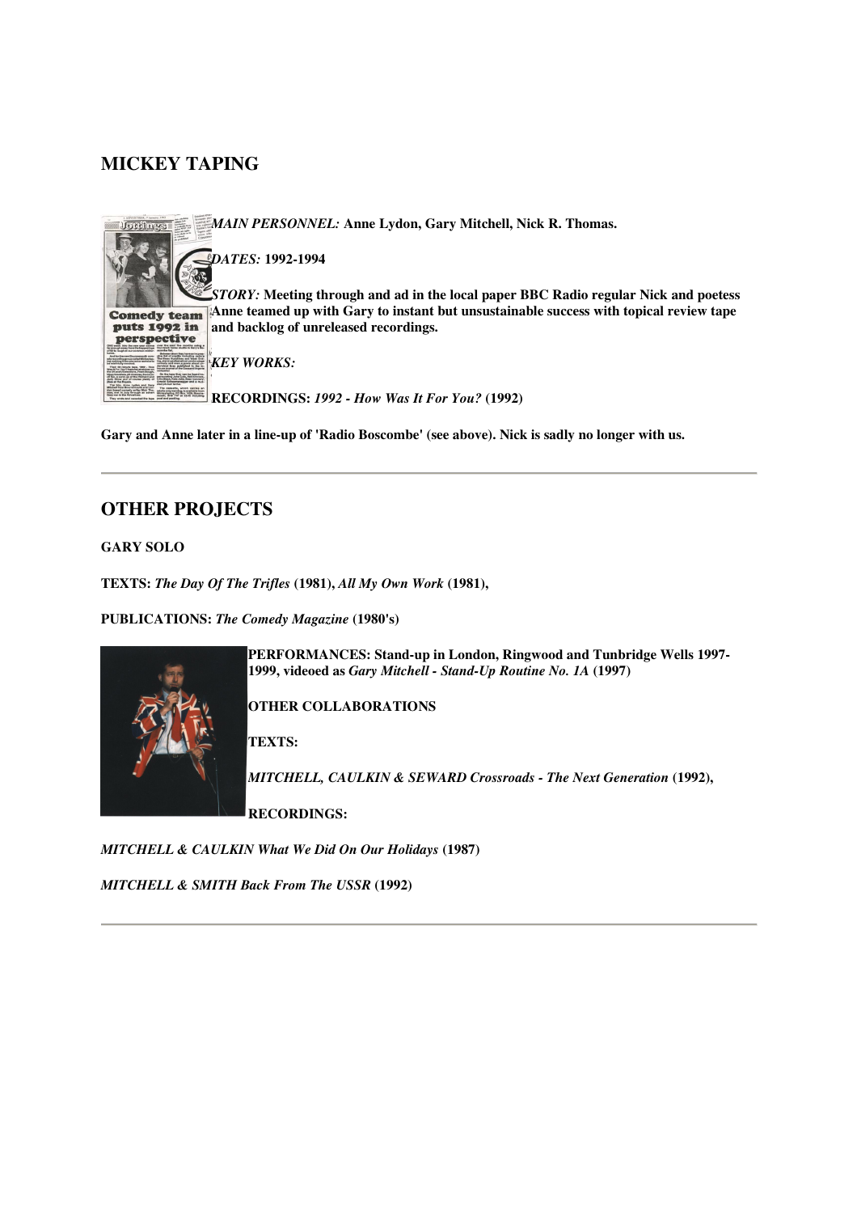## MICKEY TAPING

*MAIN PERSONNEL:* **Anne Lydon, Gary Mitchell, Nick R. Thomas.**

*DATES:* **1992-1994**

*STORY:* **Meeting through and ad in the local paper BBC Radio regular Nick and poetess Anne teamed up with Gary to instant but unsustainable success with topical review tape and backlog of unreleased recordings.**

*KEY WORKS:*

**RECORDINGS:** ***1992 - How Was It For You?*** **(1992)**

**Gary and Anne later in a line-up of 'Radio Boscombe' (see above). Nick is sadly no longer with us.**

---

## OTHER PROJECTS

**GARY SOLO**

**TEXTS:** ***The Day Of The Trifles*** **(1981),** ***All My Own Work*** **(1981),**

**PUBLICATIONS:** ***The Comedy Magazine*** **(1980's)**

**PERFORMANCES: Stand-up in London, Ringwood and Tunbridge Wells 1997-1999, videoed as** ***Gary Mitchell - Stand-Up Routine No. 1A*** **(1997)**

**OTHER COLLABORATIONS**

**TEXTS:**

***MITCHELL, CAULKIN & SEWARD Crossroads - The Next Generation*** **(1992),**

**RECORDINGS:**

***MITCHELL & CAULKIN What We Did On Our Holidays*** **(1987)**

***MITCHELL & SMITH Back From The USSR*** **(1992)**

---